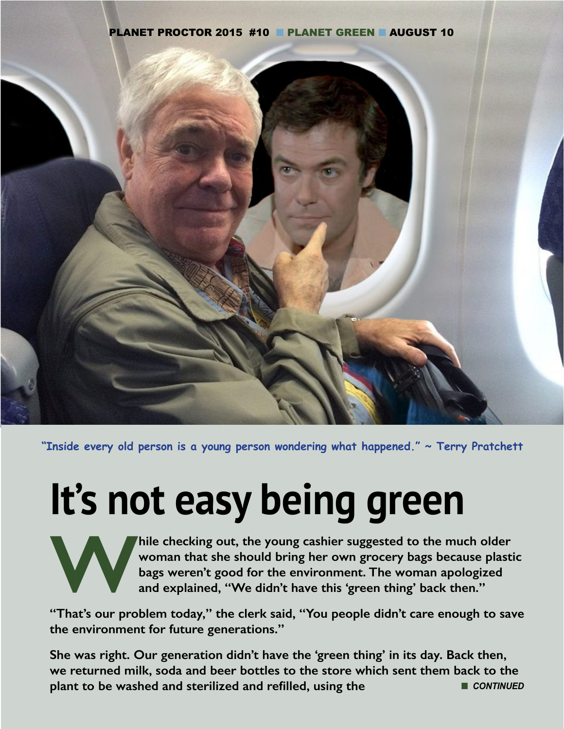PLANET PROCTOR 2015 #10 ■ PLANET GREEN ■ AUGUST 10

"Inside every old person is a young person wondering what happened." ~ Terry Pratchett

# It's not easy being green

**While checking out, the young cashier suggested to the much older woman that she should bring her own grocery bags because plastic bags weren't good for the environment. The woman apologized and explained, "We didn't have this 'green thing' back then."**

**"That's our problem today," the clerk said, "You people didn't care enough to save the environment for future generations."**

**She was right. Our generation didn't have the 'green thing' in its day. Back then, we returned milk, soda and beer bottles to the store which sent them back to the plant to be washed and sterilized and refilled, using the** ■ ***CONTINUED***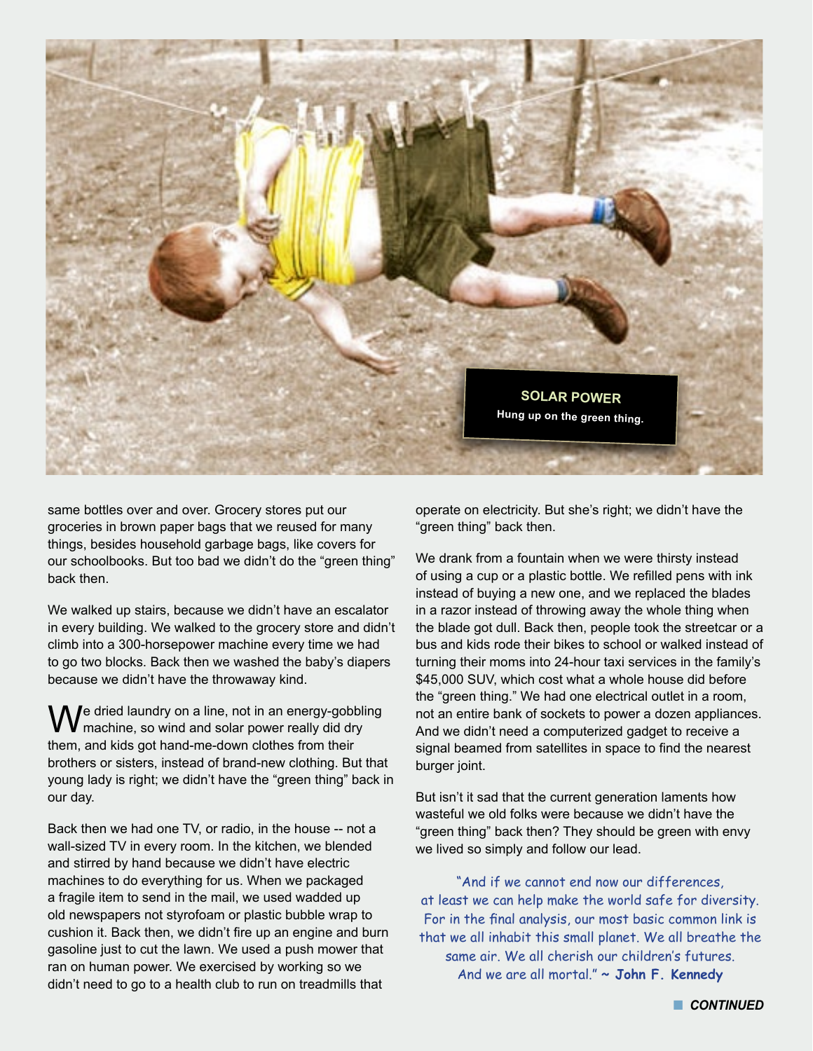**SOLAR POWER**
**Hung up on the green thing.**

same bottles over and over. Grocery stores put our groceries in brown paper bags that we reused for many things, besides household garbage bags, like covers for our schoolbooks. But too bad we didn't do the "green thing" back then.

We walked up stairs, because we didn't have an escalator in every building. We walked to the grocery store and didn't climb into a 300-horsepower machine every time we had to go two blocks. Back then we washed the baby's diapers because we didn't have the throwaway kind.

We dried laundry on a line, not in an energy-gobbling machine, so wind and solar power really did dry them, and kids got hand-me-down clothes from their brothers or sisters, instead of brand-new clothing. But that young lady is right; we didn't have the "green thing" back in our day.

Back then we had one TV, or radio, in the house -- not a wall-sized TV in every room. In the kitchen, we blended and stirred by hand because we didn't have electric machines to do everything for us. When we packaged a fragile item to send in the mail, we used wadded up old newspapers not styrofoam or plastic bubble wrap to cushion it. Back then, we didn't fire up an engine and burn gasoline just to cut the lawn. We used a push mower that ran on human power. We exercised by working so we didn't need to go to a health club to run on treadmills that operate on electricity. But she's right; we didn't have the "green thing" back then.

We drank from a fountain when we were thirsty instead of using a cup or a plastic bottle. We refilled pens with ink instead of buying a new one, and we replaced the blades in a razor instead of throwing away the whole thing when the blade got dull. Back then, people took the streetcar or a bus and kids rode their bikes to school or walked instead of turning their moms into 24-hour taxi services in the family's $45,000 SUV, which cost what a whole house did before the "green thing." We had one electrical outlet in a room, not an entire bank of sockets to power a dozen appliances. And we didn't need a computerized gadget to receive a signal beamed from satellites in space to find the nearest burger joint.

But isn't it sad that the current generation laments how wasteful we old folks were because we didn't have the "green thing" back then? They should be green with envy we lived so simply and follow our lead.

"And if we cannot end now our differences, at least we can help make the world safe for diversity. For in the final analysis, our most basic common link is that we all inhabit this small planet. We all breathe the same air. We all cherish our children's futures. And we are all mortal." ~ **John F. Kennedy**

***CONTINUED***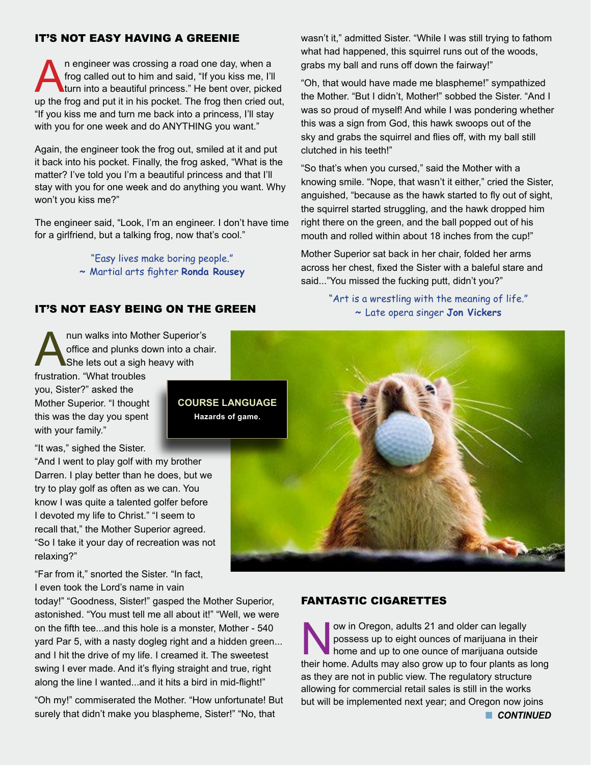## IT'S NOT EASY HAVING A GREENIE

An engineer was crossing a road one day, when a frog called out to him and said, "If you kiss me, I'll turn into a beautiful princess." He bent over, picked up the frog and put it in his pocket. The frog then cried out, "If you kiss me and turn me back into a princess, I'll stay with you for one week and do ANYTHING you want."

Again, the engineer took the frog out, smiled at it and put it back into his pocket. Finally, the frog asked, "What is the matter? I've told you I'm a beautiful princess and that I'll stay with you for one week and do anything you want. Why won't you kiss me?"

The engineer said, "Look, I'm an engineer. I don't have time for a girlfriend, but a talking frog, now that's cool."

> "Easy lives make boring people."
> ~ Martial arts fighter **Ronda Rousey**

## IT'S NOT EASY BEING ON THE GREEN

A nun walks into Mother Superior's office and plunks down into a chair. She lets out a sigh heavy with frustration. "What troubles you, Sister?" asked the Mother Superior. "I thought this was the day you spent with your family."

"It was," sighed the Sister. "And I went to play golf with my brother Darren. I play better than he does, but we try to play golf as often as we can. You know I was quite a talented golfer before I devoted my life to Christ." "I seem to recall that," the Mother Superior agreed. "So I take it your day of recreation was not relaxing?"

"Far from it," snorted the Sister. "In fact, I even took the Lord's name in vain today!" "Goodness, Sister!" gasped the Mother Superior, astonished. "You must tell me all about it!" "Well, we were on the fifth tee...and this hole is a monster, Mother - 540 yard Par 5, with a nasty dogleg right and a hidden green... and I hit the drive of my life. I creamed it. The sweetest swing I ever made. And it's flying straight and true, right along the line I wanted...and it hits a bird in mid-flight!"

"Oh my!" commiserated the Mother. "How unfortunate! But surely that didn't make you blaspheme, Sister!" "No, that wasn't it," admitted Sister. "While I was still trying to fathom what had happened, this squirrel runs out of the woods, grabs my ball and runs off down the fairway!"

"Oh, that would have made me blaspheme!" sympathized the Mother. "But I didn't, Mother!" sobbed the Sister. "And I was so proud of myself! And while I was pondering whether this was a sign from God, this hawk swoops out of the sky and grabs the squirrel and flies off, with my ball still clutched in his teeth!"

"So that's when you cursed," said the Mother with a knowing smile. "Nope, that wasn't it either," cried the Sister, anguished, "because as the hawk started to fly out of sight, the squirrel started struggling, and the hawk dropped him right there on the green, and the ball popped out of his mouth and rolled within about 18 inches from the cup!"

Mother Superior sat back in her chair, folded her arms across her chest, fixed the Sister with a baleful stare and said..."You missed the fucking putt, didn't you?"

> "Art is a wrestling with the meaning of life."
> ~ Late opera singer **Jon Vickers**

**COURSE LANGUAGE**
**Hazards of game.**

## FANTASTIC CIGARETTES

Now in Oregon, adults 21 and older can legally possess up to eight ounces of marijuana in their home and up to one ounce of marijuana outside their home. Adults may also grow up to four plants as long as they are not in public view. The regulatory structure allowing for commercial retail sales is still in the works but will be implemented next year; and Oregon now joins

***CONTINUED***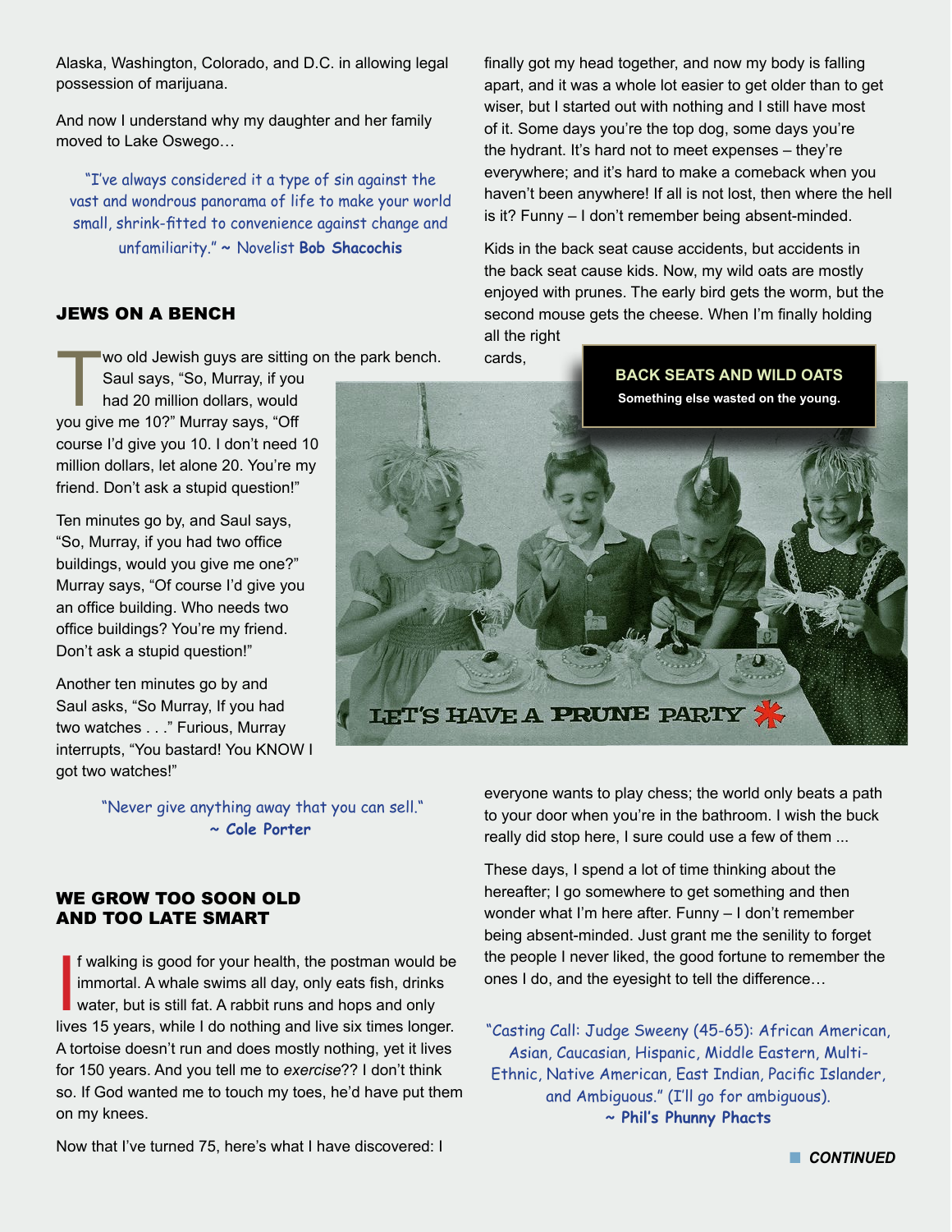Alaska, Washington, Colorado, and D.C. in allowing legal possession of marijuana.

And now I understand why my daughter and her family moved to Lake Oswego…

"I've always considered it a type of sin against the vast and wondrous panorama of life to make your world small, shrink-fitted to convenience against change and unfamiliarity." ~ Novelist **Bob Shacochis**

## JEWS ON A BENCH

Two old Jewish guys are sitting on the park bench. Saul says, "So, Murray, if you had 20 million dollars, would you give me 10?" Murray says, "Off course I'd give you 10. I don't need 10 million dollars, let alone 20. You're my friend. Don't ask a stupid question!"

Ten minutes go by, and Saul says, "So, Murray, if you had two office buildings, would you give me one?" Murray says, "Of course I'd give you an office building. Who needs two office buildings? You're my friend. Don't ask a stupid question!"

Another ten minutes go by and Saul asks, "So Murray, If you had two watches . . ." Furious, Murray interrupts, "You bastard! You KNOW I got two watches!"

"Never give anything away that you can sell."
**~ Cole Porter**

## WE GROW TOO SOON OLD AND TOO LATE SMART

If walking is good for your health, the postman would be immortal. A whale swims all day, only eats fish, drinks water, but is still fat. A rabbit runs and hops and only lives 15 years, while I do nothing and live six times longer. A tortoise doesn't run and does mostly nothing, yet it lives for 150 years. And you tell me to *exercise*?? I don't think so. If God wanted me to touch my toes, he'd have put them on my knees.

Now that I've turned 75, here's what I have discovered: I finally got my head together, and now my body is falling apart, and it was a whole lot easier to get older than to get wiser, but I started out with nothing and I still have most of it. Some days you're the top dog, some days you're the hydrant. It's hard not to meet expenses – they're everywhere; and it's hard to make a comeback when you haven't been anywhere! If all is not lost, then where the hell is it? Funny – I don't remember being absent-minded.

Kids in the back seat cause accidents, but accidents in the back seat cause kids. Now, my wild oats are mostly enjoyed with prunes. The early bird gets the worm, but the second mouse gets the cheese. When I'm finally holding all the right cards, everyone wants to play chess; the world only beats a path to your door when you're in the bathroom. I wish the buck really did stop here, I sure could use a few of them ...

**BACK SEATS AND WILD OATS**
**Something else wasted on the young.**

LET'S HAVE A PRUNE PARTY

These days, I spend a lot of time thinking about the hereafter; I go somewhere to get something and then wonder what I'm here after. Funny – I don't remember being absent-minded. Just grant me the senility to forget the people I never liked, the good fortune to remember the ones I do, and the eyesight to tell the difference…

"Casting Call: Judge Sweeny (45-65): African American, Asian, Caucasian, Hispanic, Middle Eastern, Multi-Ethnic, Native American, East Indian, Pacific Islander, and Ambiguous." (I'll go for ambiguous).
**~ Phil's Phunny Phacts**

***CONTINUED***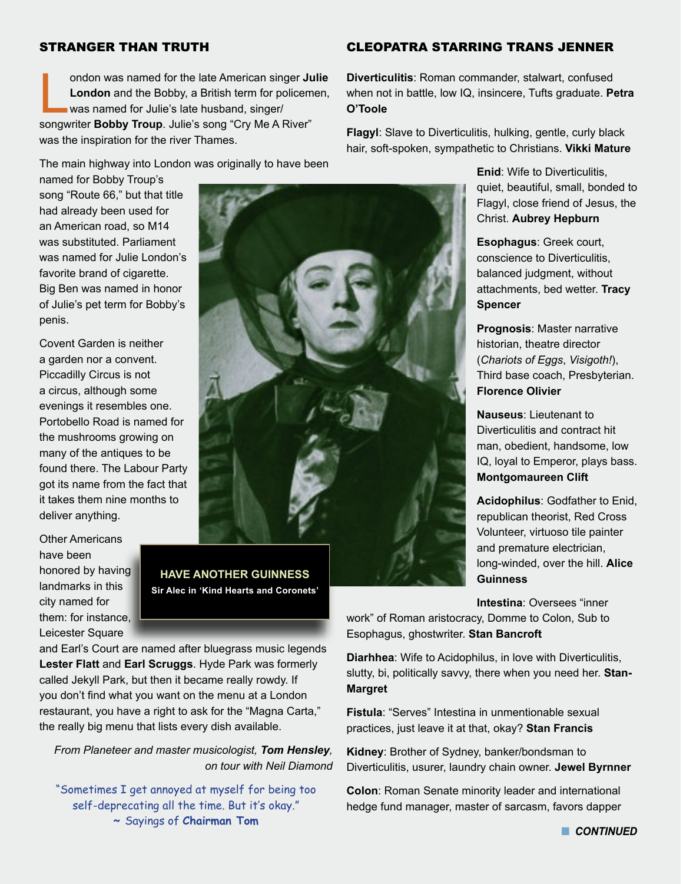## STRANGER THAN TRUTH

London was named for the late American singer **Julie London** and the Bobby, a British term for policemen, was named for Julie's late husband, singer/songwriter **Bobby Troup**. Julie's song "Cry Me A River" was the inspiration for the river Thames.

The main highway into London was originally to have been named for Bobby Troup's song "Route 66," but that title had already been used for an American road, so M14 was substituted. Parliament was named for Julie London's favorite brand of cigarette. Big Ben was named in honor of Julie's pet term for Bobby's penis.

Covent Garden is neither a garden nor a convent. Piccadilly Circus is not a circus, although some evenings it resembles one. Portobello Road is named for the mushrooms growing on many of the antiques to be found there. The Labour Party got its name from the fact that it takes them nine months to deliver anything.

Other Americans have been honored by having landmarks in this city named for them: for instance, Leicester Square and Earl's Court are named after bluegrass music legends **Lester Flatt** and **Earl Scruggs**. Hyde Park was formerly called Jekyll Park, but then it became really rowdy. If you don't find what you want on the menu at a London restaurant, you have a right to ask for the "Magna Carta," the really big menu that lists every dish available.

*From Planeteer and master musicologist, **Tom Hensley**, on tour with Neil Diamond*

"Sometimes I get annoyed at myself for being too self-deprecating all the time. But it's okay."
~ Sayings of **Chairman Tom**

**HAVE ANOTHER GUINNESS**

**Sir Alec in 'Kind Hearts and Coronets'**

## CLEOPATRA STARRING TRANS JENNER

**Diverticulitis**: Roman commander, stalwart, confused when not in battle, low IQ, insincere, Tufts graduate. **Petra O'Toole**

**Flagyl**: Slave to Diverticulitis, hulking, gentle, curly black hair, soft-spoken, sympathetic to Christians. **Vikki Mature**

**Enid**: Wife to Diverticulitis, quiet, beautiful, small, bonded to Flagyl, close friend of Jesus, the Christ. **Aubrey Hepburn**

**Esophagus**: Greek court, conscience to Diverticulitis, balanced judgment, without attachments, bed wetter. **Tracy Spencer**

**Prognosis**: Master narrative historian, theatre director (*Chariots of Eggs*, *Visigoth!*), Third base coach, Presbyterian. **Florence Olivier**

**Nauseus**: Lieutenant to Diverticulitis and contract hit man, obedient, handsome, low IQ, loyal to Emperor, plays bass. **Montgomaureen Clift**

**Acidophilus**: Godfather to Enid, republican theorist, Red Cross Volunteer, virtuoso tile painter and premature electrician, long-winded, over the hill. **Alice Guinness**

**Intestina**: Oversees "inner work" of Roman aristocracy, Domme to Colon, Sub to Esophagus, ghostwriter. **Stan Bancroft**

**Diarhhea**: Wife to Acidophilus, in love with Diverticulitis, slutty, bi, politically savvy, there when you need her. **Stan-Margret**

**Fistula**: "Serves" Intestina in unmentionable sexual practices, just leave it at that, okay? **Stan Francis**

**Kidney**: Brother of Sydney, banker/bondsman to Diverticulitis, usurer, laundry chain owner. **Jewel Byrnner**

**Colon**: Roman Senate minority leader and international hedge fund manager, master of sarcasm, favors dapper

***CONTINUED***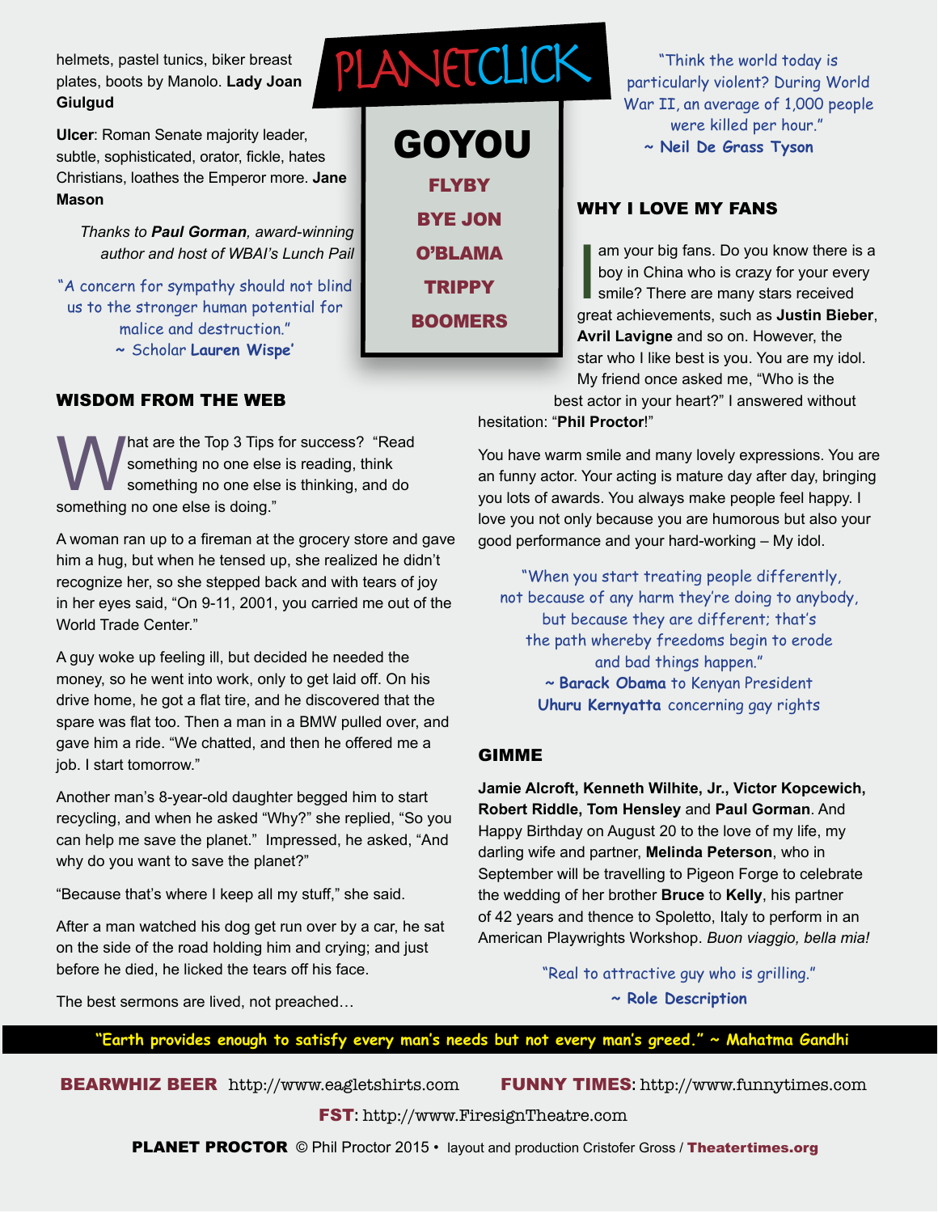helmets, pastel tunics, biker breast plates, boots by Manolo. **Lady Joan Giulgud**

**Ulcer**: Roman Senate majority leader, subtle, sophisticated, orator, fickle, hates Christians, loathes the Emperor more. **Jane Mason**

*Thanks to **Paul Gorman**, award-winning author and host of WBAI's Lunch Pail*

"A concern for sympathy should not blind us to the stronger human potential for malice and destruction."
~ Scholar **Lauren Wispe'**

## PLANETCLICK

### GOYOU

**FLYBY**

**BYE JON**

**O'BLAMA**

**TRIPPY**

**BOOMERS**

"Think the world today is particularly violent? During World War II, an average of 1,000 people were killed per hour."
**~ Neil De Grass Tyson**

## WISDOM FROM THE WEB

What are the Top 3 Tips for success? "Read something no one else is reading, think something no one else is thinking, and do something no one else is doing."

A woman ran up to a fireman at the grocery store and gave him a hug, but when he tensed up, she realized he didn't recognize her, so she stepped back and with tears of joy in her eyes said, "On 9-11, 2001, you carried me out of the World Trade Center."

A guy woke up feeling ill, but decided he needed the money, so he went into work, only to get laid off. On his drive home, he got a flat tire, and he discovered that the spare was flat too. Then a man in a BMW pulled over, and gave him a ride. "We chatted, and then he offered me a job. I start tomorrow."

Another man's 8-year-old daughter begged him to start recycling, and when he asked "Why?" she replied, "So you can help me save the planet." Impressed, he asked, "And why do you want to save the planet?"

"Because that's where I keep all my stuff," she said.

After a man watched his dog get run over by a car, he sat on the side of the road holding him and crying; and just before he died, he licked the tears off his face.

The best sermons are lived, not preached…

## WHY I LOVE MY FANS

I am your big fans. Do you know there is a boy in China who is crazy for your every smile? There are many stars received great achievements, such as **Justin Bieber**, **Avril Lavigne** and so on. However, the star who I like best is you. You are my idol. My friend once asked me, "Who is the best actor in your heart?" I answered without hesitation: "**Phil Proctor**!"

You have warm smile and many lovely expressions. You are an funny actor. Your acting is mature day after day, bringing you lots of awards. You always make people feel happy. I love you not only because you are humorous but also your good performance and your hard-working – My idol.

"When you start treating people differently, not because of any harm they're doing to anybody, but because they are different; that's the path whereby freedoms begin to erode and bad things happen."
~ **Barack Obama** to Kenyan President **Uhuru Kernyatta** concerning gay rights

## GIMME

**Jamie Alcroft, Kenneth Wilhite, Jr., Victor Kopcewich, Robert Riddle, Tom Hensley** and **Paul Gorman**. And Happy Birthday on August 20 to the love of my life, my darling wife and partner, **Melinda Peterson**, who in September will be travelling to Pigeon Forge to celebrate the wedding of her brother **Bruce** to **Kelly**, his partner of 42 years and thence to Spoletto, Italy to perform in an American Playwrights Workshop. *Buon viaggio, bella mia!*

"Real to attractive guy who is grilling."
**~ Role Description**

**"Earth provides enough to satisfy every man's needs but not every man's greed." ~ Mahatma Gandhi**

**BEARWHIZ BEER** http://www.eagletshirts.com **FUNNY TIMES**: http://www.funnytimes.com

**FST**: http://www.FiresignTheatre.com

**PLANET PROCTOR** © Phil Proctor 2015 • layout and production Cristofer Gross / **Theatertimes.org**